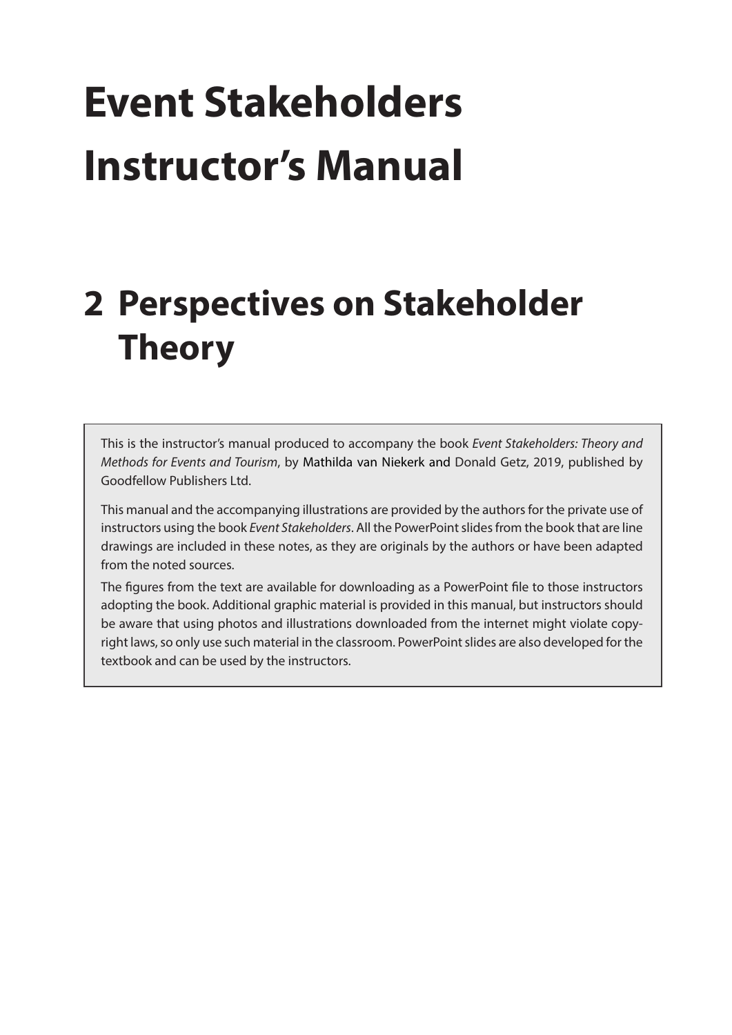# Event Stakeholders Instructor's Manual

# 2 Perspectives on Stakeholder Theory

This is the instructor's manual produced to accompany the book *Event Stakeholders: Theory and Methods for Events and Tourism*, by Mathilda van Niekerk and Donald Getz, 2019, published by Goodfellow Publishers Ltd.

This manual and the accompanying illustrations are provided by the authors for the private use of instructors using the book *Event Stakeholders*. All the PowerPoint slides from the book that are line drawings are included in these notes, as they are originals by the authors or have been adapted from the noted sources.

The figures from the text are available for downloading as a PowerPoint file to those instructors adopting the book. Additional graphic material is provided in this manual, but instructors should be aware that using photos and illustrations downloaded from the internet might violate copyright laws, so only use such material in the classroom. PowerPoint slides are also developed for the textbook and can be used by the instructors.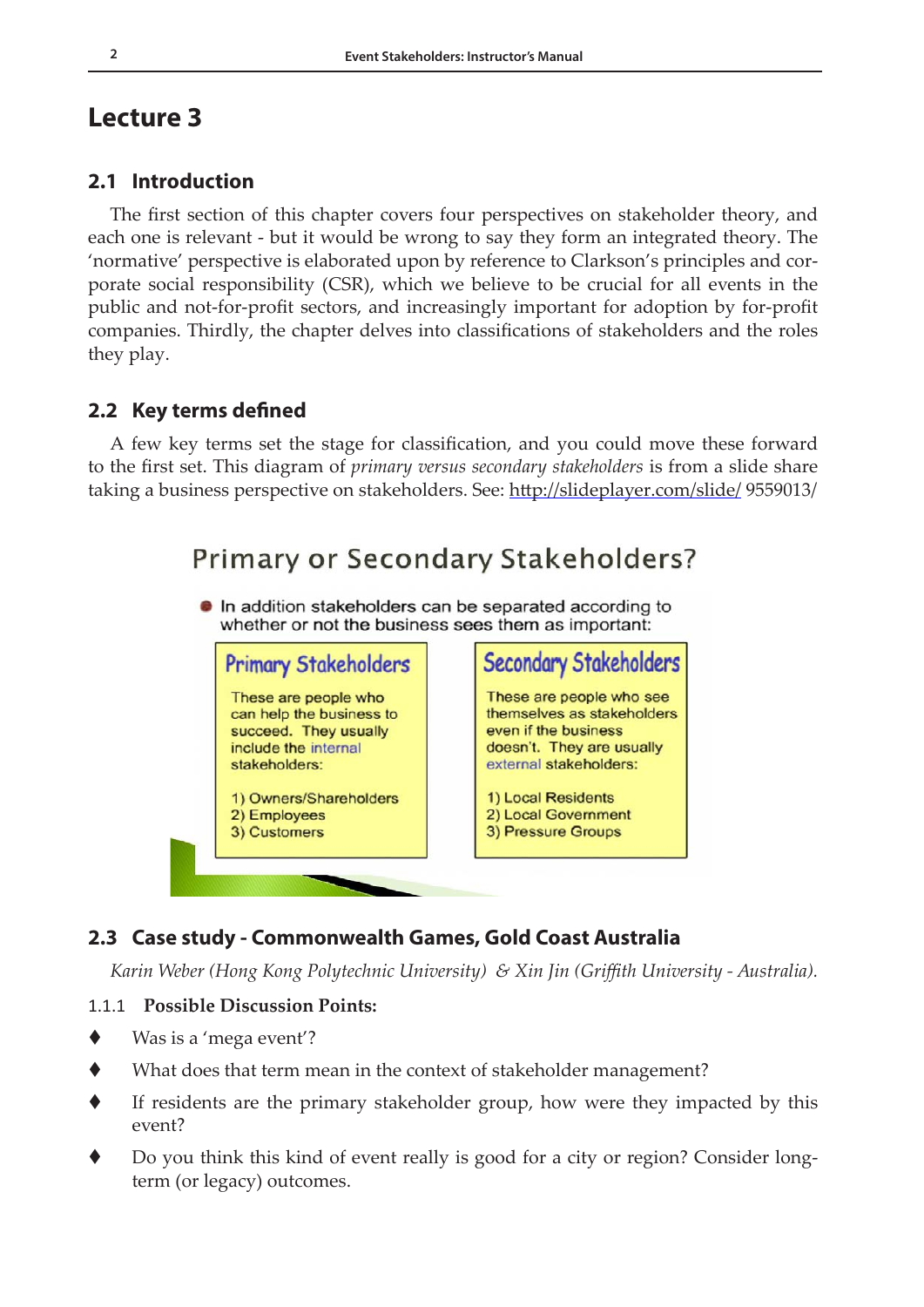# Lecture 3

## 2.1 Introduction

The first section of this chapter covers four perspectives on stakeholder theory, and each one is relevant - but it would be wrong to say they form an integrated theory. The 'normative' perspective is elaborated upon by reference to Clarkson's principles and corporate social responsibility (CSR), which we believe to be crucial for all events in the public and not-for-profit sectors, and increasingly important for adoption by for-profit companies. Thirdly, the chapter delves into classifications of stakeholders and the roles they play.

## 2.2 Key terms defined

A few key terms set the stage for classification, and you could move these forward to the first set. This diagram of *primary versus secondary stakeholders* is from a slide share taking a business perspective on stakeholders. See: http://slideplayer.com/slide/ 9559013/

**Primary or Secondary Stakeholders?**

- In addition stakeholders can be separated according to whether or not the business sees them as important:

**Primary Stakeholders**

These are people who can help the business to succeed. They usually include the internal stakeholders:

1) Owners/Shareholders
2) Employees
3) Customers

**Secondary Stakeholders**

These are people who see themselves as stakeholders even if the business doesn't. They are usually external stakeholders:

1) Local Residents
2) Local Government
3) Pressure Groups

## 2.3 Case study - Commonwealth Games, Gold Coast Australia

*Karin Weber (Hong Kong Polytechnic University) & Xin Jin (Griffith University - Australia).*

### 1.1.1 Possible Discussion Points:

- Was is a 'mega event'?
- What does that term mean in the context of stakeholder management?
- If residents are the primary stakeholder group, how were they impacted by this event?
- Do you think this kind of event really is good for a city or region? Consider long-term (or legacy) outcomes.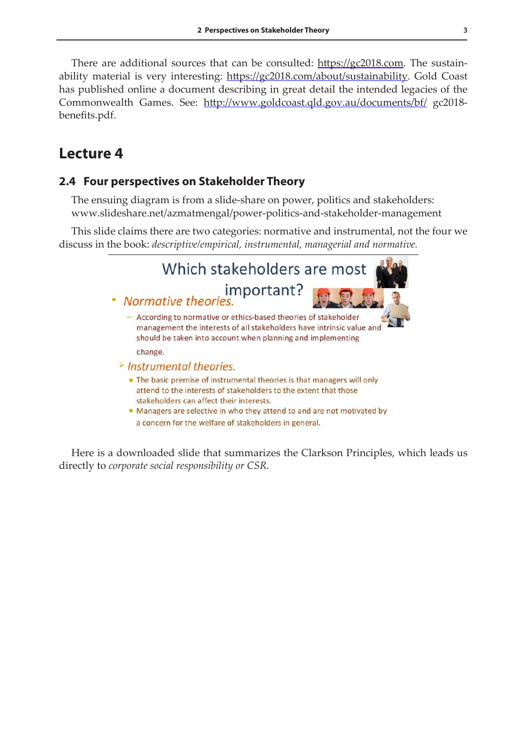There are additional sources that can be consulted: https://gc2018.com. The sustainability material is very interesting: https://gc2018.com/about/sustainability. Gold Coast has published online a document describing in great detail the intended legacies of the Commonwealth Games. See: http://www.goldcoast.qld.gov.au/documents/bf/ gc2018-benefits.pdf.

# Lecture 4

## 2.4 Four perspectives on Stakeholder Theory

The ensuing diagram is from a slide-share on power, politics and stakeholders: www.slideshare.net/azmatmengal/power-politics-and-stakeholder-management

This slide claims there are two categories: normative and instrumental, not the four we discuss in the book: *descriptive/empirical, instrumental, managerial and normative.*

Which stakeholders are most important?

- *Normative theories.*
  - According to normative or ethics-based theories of stakeholder management the interests of all stakeholders have intrinsic value and should be taken into account when planning and implementing change.
- *Instrumental theories.*
  - The basic premise of instrumental theories is that managers will only attend to the interests of stakeholders to the extent that those stakeholders can affect their interests.
  - Managers are selective in who they attend to and are not motivated by a concern for the welfare of stakeholders in general.

Here is a downloaded slide that summarizes the Clarkson Principles, which leads us directly to *corporate social responsibility or CSR.*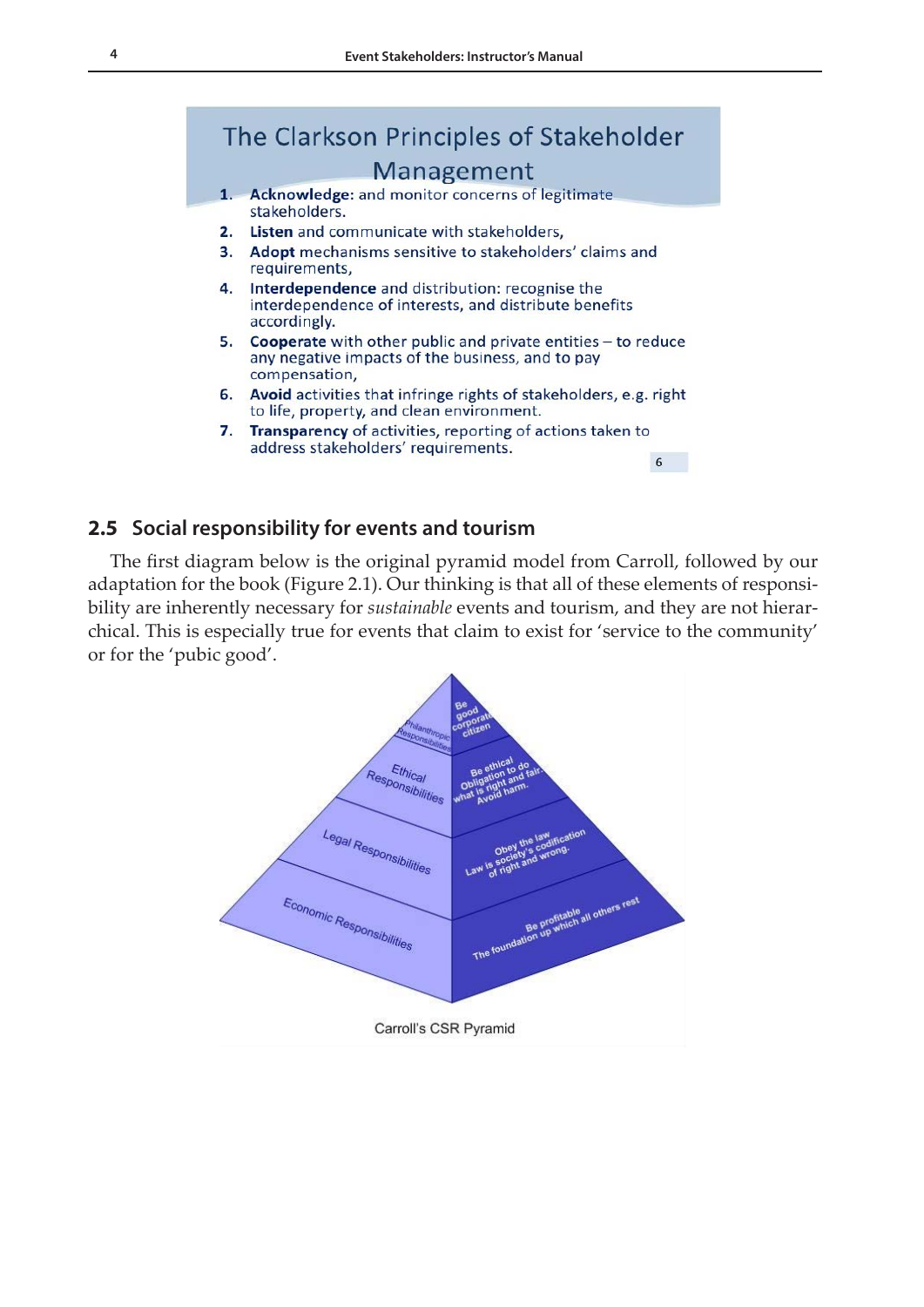## The Clarkson Principles of Stakeholder Management

1. **Acknowledge:** and monitor concerns of legitimate stakeholders.
2. **Listen** and communicate with stakeholders,
3. **Adopt** mechanisms sensitive to stakeholders' claims and requirements,
4. **Interdependence** and distribution: recognise the interdependence of interests, and distribute benefits accordingly.
5. **Cooperate** with other public and private entities – to reduce any negative impacts of the business, and to pay compensation,
6. **Avoid** activities that infringe rights of stakeholders, e.g. right to life, property, and clean environment.
7. **Transparency** of activities, reporting of actions taken to address stakeholders' requirements.

## 2.5 Social responsibility for events and tourism

The first diagram below is the original pyramid model from Carroll, followed by our adaptation for the book (Figure 2.1). Our thinking is that all of these elements of responsibility are inherently necessary for *sustainable* events and tourism, and they are not hierarchical. This is especially true for events that claim to exist for 'service to the community' or for the 'pubic good'.

Philanthropic Responsibilities — Be good corporate citizen

Ethical Responsibilities — Be ethical. Obligation to do what is right and fair. Avoid harm.

Legal Responsibilities — Obey the law. Law is society's codification of right and wrong.

Economic Responsibilities — Be profitable. The foundation up which all others rest

Carroll's CSR Pyramid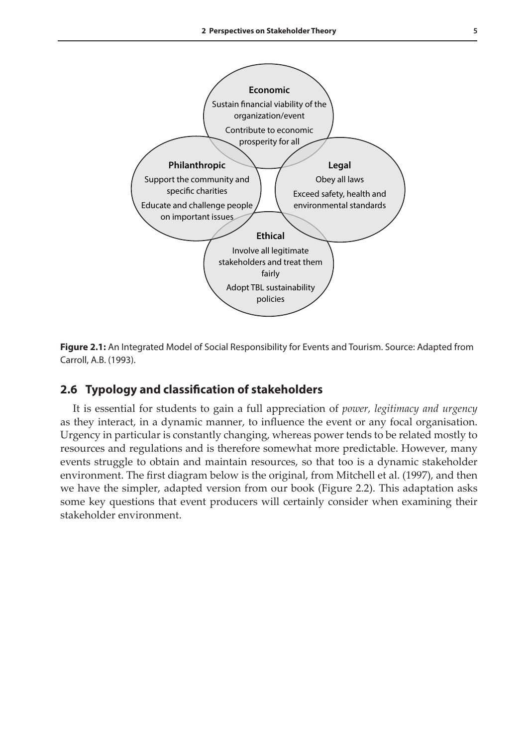**Economic**

Sustain financial viability of the organization/event

Contribute to economic prosperity for all

**Philanthropic**

Support the community and specific charities

Educate and challenge people on important issues

**Legal**

Obey all laws

Exceed safety, health and environmental standards

**Ethical**

Involve all legitimate stakeholders and treat them fairly

Adopt TBL sustainability policies

**Figure 2.1:** An Integrated Model of Social Responsibility for Events and Tourism. Source: Adapted from Carroll, A.B. (1993).

## 2.6 Typology and classification of stakeholders

It is essential for students to gain a full appreciation of *power, legitimacy and urgency* as they interact, in a dynamic manner, to influence the event or any focal organisation. Urgency in particular is constantly changing, whereas power tends to be related mostly to resources and regulations and is therefore somewhat more predictable. However, many events struggle to obtain and maintain resources, so that too is a dynamic stakeholder environment. The first diagram below is the original, from Mitchell et al. (1997), and then we have the simpler, adapted version from our book (Figure 2.2). This adaptation asks some key questions that event producers will certainly consider when examining their stakeholder environment.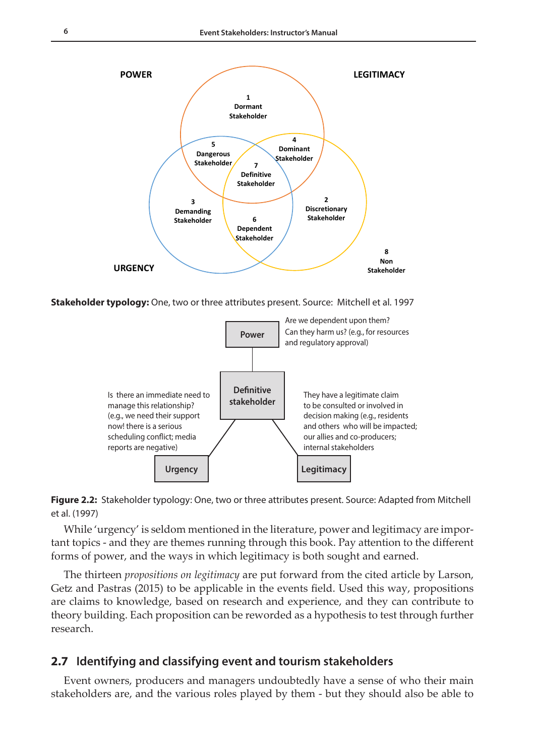POWER

LEGITIMACY

1 Dormant Stakeholder

5 Dangerous Stakeholder

4 Dominant Stakeholder

7 Definitive Stakeholder

3 Demanding Stakeholder

2 Discretionary Stakeholder

6 Dependent Stakeholder

8 Non Stakeholder

URGENCY

**Stakeholder typology:** One, two or three attributes present. Source: Mitchell et al. 1997

Power

Are we dependent upon them? Can they harm us? (e.g., for resources and regulatory approval)

Definitive stakeholder

Is there an immediate need to manage this relationship? (e.g., we need their support now! there is a serious scheduling conflict; media reports are negative)

They have a legitimate claim to be consulted or involved in decision making (e.g., residents and others who will be impacted; our allies and co-producers; internal stakeholders

Urgency

Legitimacy

**Figure 2.2:** Stakeholder typology: One, two or three attributes present. Source: Adapted from Mitchell et al. (1997)

While 'urgency' is seldom mentioned in the literature, power and legitimacy are important topics - and they are themes running through this book. Pay attention to the different forms of power, and the ways in which legitimacy is both sought and earned.

The thirteen *propositions on legitimacy* are put forward from the cited article by Larson, Getz and Pastras (2015) to be applicable in the events field. Used this way, propositions are claims to knowledge, based on research and experience, and they can contribute to theory building. Each proposition can be reworded as a hypothesis to test through further research.

## 2.7 Identifying and classifying event and tourism stakeholders

Event owners, producers and managers undoubtedly have a sense of who their main stakeholders are, and the various roles played by them - but they should also be able to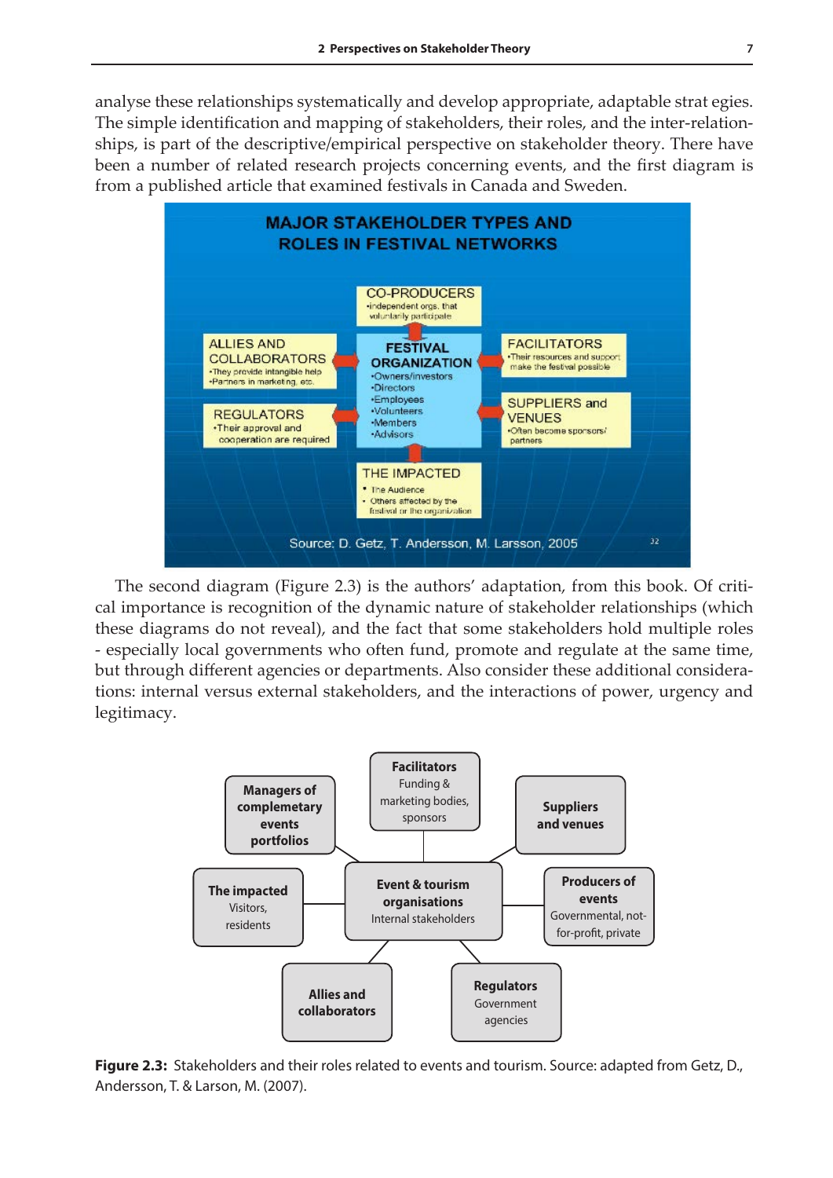analyse these relationships systematically and develop appropriate, adaptable strat egies. The simple identification and mapping of stakeholders, their roles, and the inter-relationships, is part of the descriptive/empirical perspective on stakeholder theory. There have been a number of related research projects concerning events, and the first diagram is from a published article that examined festivals in Canada and Sweden.

**MAJOR STAKEHOLDER TYPES AND ROLES IN FESTIVAL NETWORKS**

- **CO-PRODUCERS**
  - independent orgs. that voluntarily participate
- **ALLIES AND COLLABORATORS**
  - They provide intangible help
  - Partners in marketing, etc.
- **FESTIVAL ORGANIZATION**
  - Owners/investors
  - Directors
  - Employees
  - Volunteers
  - Members
  - Advisors
- **FACILITATORS**
  - Their resources and support make the festival possible
- **REGULATORS**
  - Their approval and cooperation are required
- **SUPPLIERS and VENUES**
  - Often become sponsors/partners
- **THE IMPACTED**
  - The Audience
  - Others affected by the festival or the organization

Source: D. Getz, T. Andersson, M. Larsson, 2005

The second diagram (Figure 2.3) is the authors' adaptation, from this book. Of critical importance is recognition of the dynamic nature of stakeholder relationships (which these diagrams do not reveal), and the fact that some stakeholders hold multiple roles - especially local governments who often fund, promote and regulate at the same time, but through different agencies or departments. Also consider these additional considerations: internal versus external stakeholders, and the interactions of power, urgency and legitimacy.

- **Event & tourism organisations** – Internal stakeholders
  - **Managers of complementary events portfolios**
  - **Facilitators** – Funding & marketing bodies, sponsors
  - **Suppliers and venues**
  - **The impacted** – Visitors, residents
  - **Producers of events** – Governmental, not-for-profit, private
  - **Allies and collaborators**
  - **Regulators** – Government agencies

**Figure 2.3:** Stakeholders and their roles related to events and tourism. Source: adapted from Getz, D., Andersson, T. & Larson, M. (2007).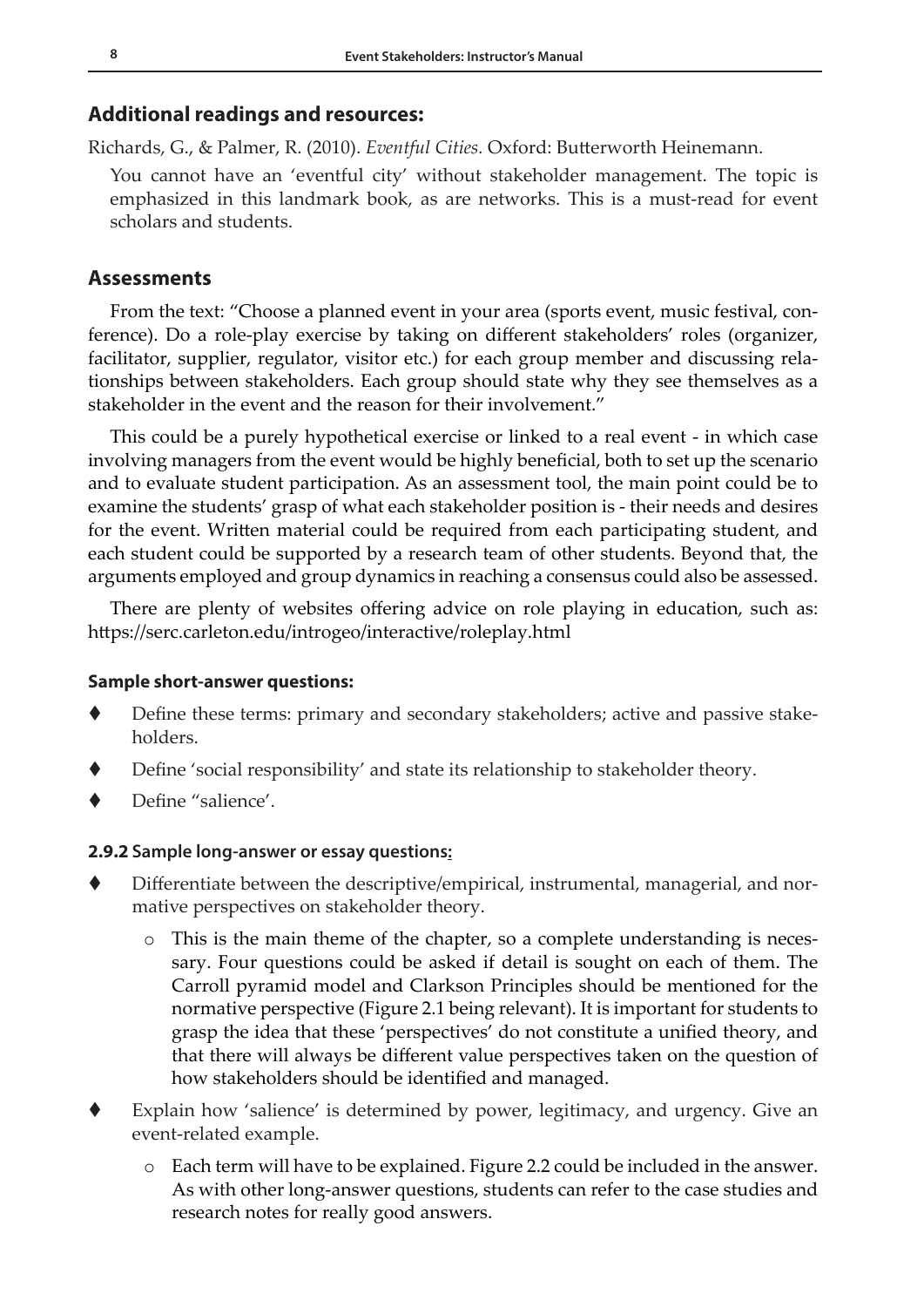## Additional readings and resources:

Richards, G., & Palmer, R. (2010). *Eventful Cities.* Oxford: Butterworth Heinemann.

You cannot have an 'eventful city' without stakeholder management. The topic is emphasized in this landmark book, as are networks. This is a must-read for event scholars and students.

## Assessments

From the text: "Choose a planned event in your area (sports event, music festival, conference). Do a role-play exercise by taking on different stakeholders' roles (organizer, facilitator, supplier, regulator, visitor etc.) for each group member and discussing relationships between stakeholders. Each group should state why they see themselves as a stakeholder in the event and the reason for their involvement."

This could be a purely hypothetical exercise or linked to a real event - in which case involving managers from the event would be highly beneficial, both to set up the scenario and to evaluate student participation. As an assessment tool, the main point could be to examine the students' grasp of what each stakeholder position is - their needs and desires for the event. Written material could be required from each participating student, and each student could be supported by a research team of other students. Beyond that, the arguments employed and group dynamics in reaching a consensus could also be assessed.

There are plenty of websites offering advice on role playing in education, such as: https://serc.carleton.edu/introgeo/interactive/roleplay.html

#### Sample short-answer questions:

- Define these terms: primary and secondary stakeholders; active and passive stakeholders.
- Define 'social responsibility' and state its relationship to stakeholder theory.
- Define "salience'.

#### 2.9.2 Sample long-answer or essay questions:

- Differentiate between the descriptive/empirical, instrumental, managerial, and normative perspectives on stakeholder theory.
  - This is the main theme of the chapter, so a complete understanding is necessary. Four questions could be asked if detail is sought on each of them. The Carroll pyramid model and Clarkson Principles should be mentioned for the normative perspective (Figure 2.1 being relevant). It is important for students to grasp the idea that these 'perspectives' do not constitute a unified theory, and that there will always be different value perspectives taken on the question of how stakeholders should be identified and managed.
- Explain how 'salience' is determined by power, legitimacy, and urgency. Give an event-related example.
  - Each term will have to be explained. Figure 2.2 could be included in the answer. As with other long-answer questions, students can refer to the case studies and research notes for really good answers.